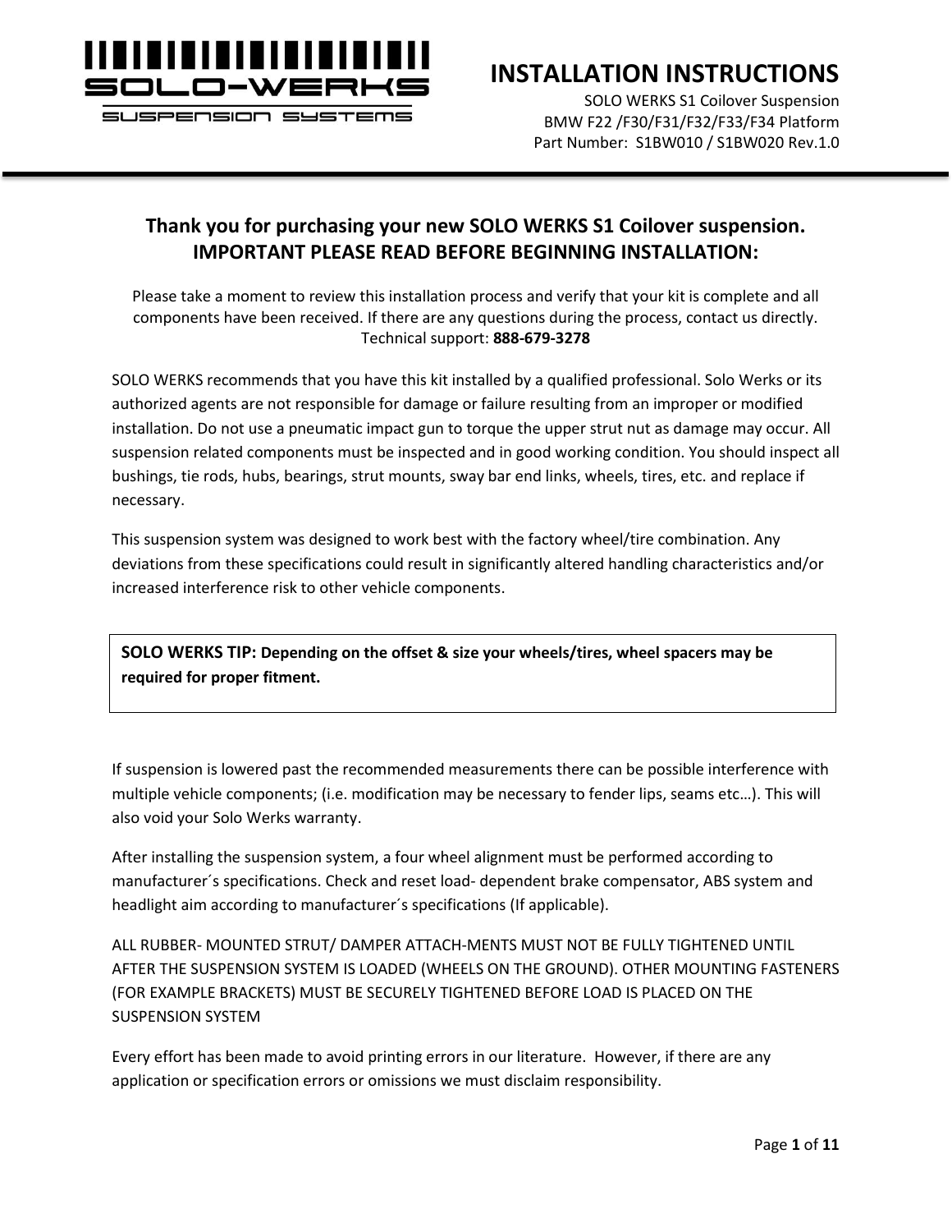# INSTALLATION INSTRUCTIONS

SOLO WERKS S1 Coilover Suspension
BMW F22 /F30/F31/F32/F33/F34 Platform
Part Number: S1BW010 / S1BW020 Rev.1.0

## Thank you for purchasing your new SOLO WERKS S1 Coilover suspension. IMPORTANT PLEASE READ BEFORE BEGINNING INSTALLATION:

Please take a moment to review this installation process and verify that your kit is complete and all components have been received. If there are any questions during the process, contact us directly. Technical support: **888-679-3278**

SOLO WERKS recommends that you have this kit installed by a qualified professional. Solo Werks or its authorized agents are not responsible for damage or failure resulting from an improper or modified installation. Do not use a pneumatic impact gun to torque the upper strut nut as damage may occur. All suspension related components must be inspected and in good working condition. You should inspect all bushings, tie rods, hubs, bearings, strut mounts, sway bar end links, wheels, tires, etc. and replace if necessary.

This suspension system was designed to work best with the factory wheel/tire combination. Any deviations from these specifications could result in significantly altered handling characteristics and/or increased interference risk to other vehicle components.

> **SOLO WERKS TIP: Depending on the offset & size your wheels/tires, wheel spacers may be required for proper fitment.**

If suspension is lowered past the recommended measurements there can be possible interference with multiple vehicle components; (i.e. modification may be necessary to fender lips, seams etc…). This will also void your Solo Werks warranty.

After installing the suspension system, a four wheel alignment must be performed according to manufacturer´s specifications. Check and reset load- dependent brake compensator, ABS system and headlight aim according to manufacturer´s specifications (If applicable).

ALL RUBBER- MOUNTED STRUT/ DAMPER ATTACH-MENTS MUST NOT BE FULLY TIGHTENED UNTIL AFTER THE SUSPENSION SYSTEM IS LOADED (WHEELS ON THE GROUND). OTHER MOUNTING FASTENERS (FOR EXAMPLE BRACKETS) MUST BE SECURELY TIGHTENED BEFORE LOAD IS PLACED ON THE SUSPENSION SYSTEM

Every effort has been made to avoid printing errors in our literature. However, if there are any application or specification errors or omissions we must disclaim responsibility.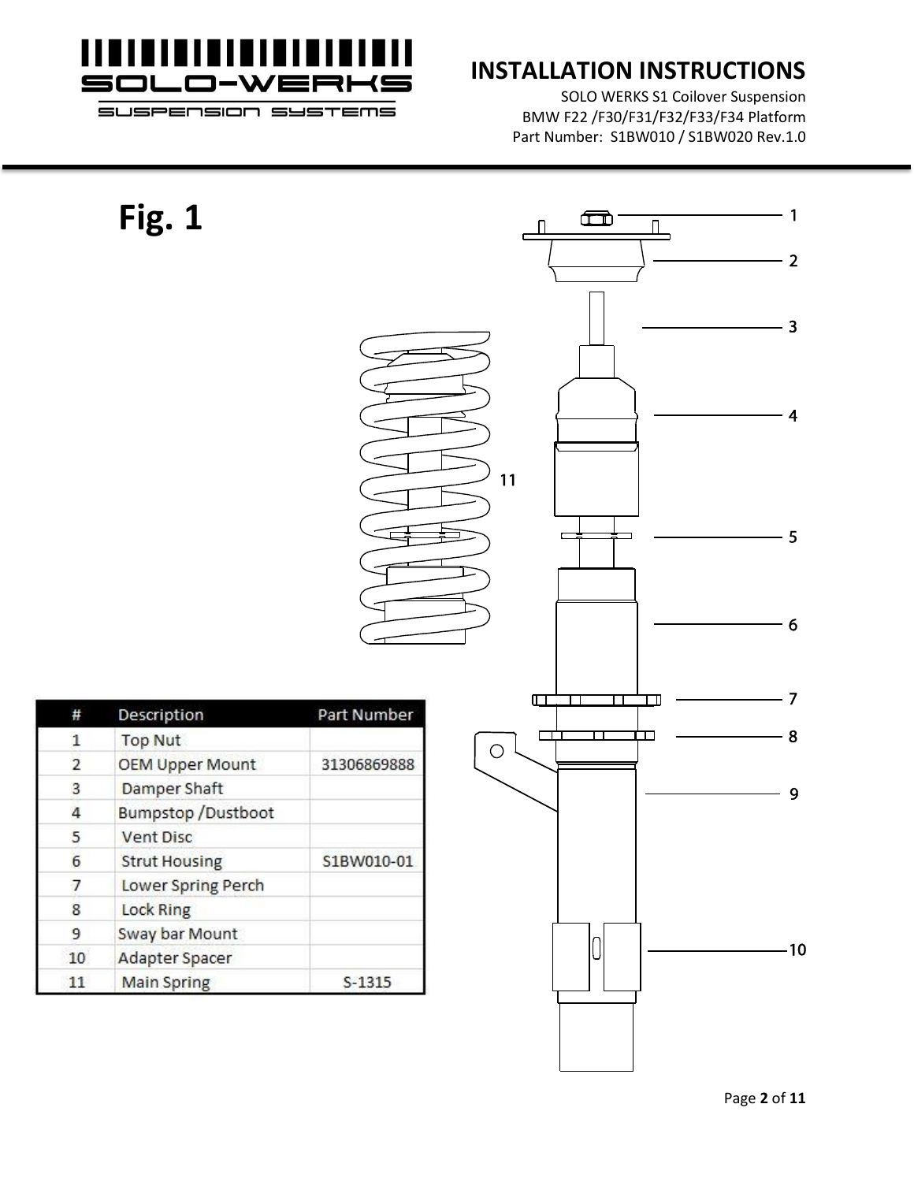# Fig. 1

| # | Description | Part Number |
| --- | --- | --- |
| 1 | Top Nut | |
| 2 | OEM Upper Mount | 31306869888 |
| 3 | Damper Shaft | |
| 4 | Bumpstop /Dustboot | |
| 5 | Vent Disc | |
| 6 | Strut Housing | S1BW010-01 |
| 7 | Lower Spring Perch | |
| 8 | Lock Ring | |
| 9 | Sway bar Mount | |
| 10 | Adapter Spacer | |
| 11 | Main Spring | S-1315 |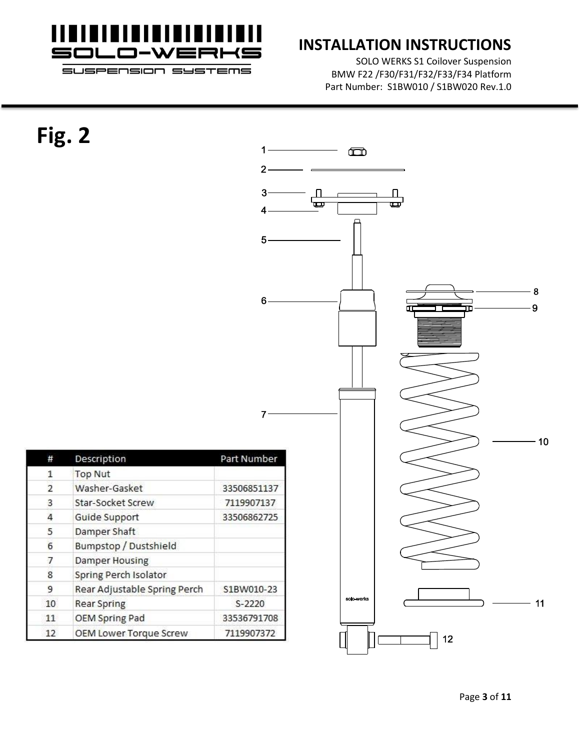# Fig. 2

| # | Description | Part Number |
|---|---|---|
| 1 | Top Nut | |
| 2 | Washer-Gasket | 33506851137 |
| 3 | Star-Socket Screw | 7119907137 |
| 4 | Guide Support | 33506862725 |
| 5 | Damper Shaft | |
| 6 | Bumpstop / Dustshield | |
| 7 | Damper Housing | |
| 8 | Spring Perch Isolator | |
| 9 | Rear Adjustable Spring Perch | S1BW010-23 |
| 10 | Rear Spring | S-2220 |
| 11 | OEM Spring Pad | 33536791708 |
| 12 | OEM Lower Torque Screw | 7119907372 |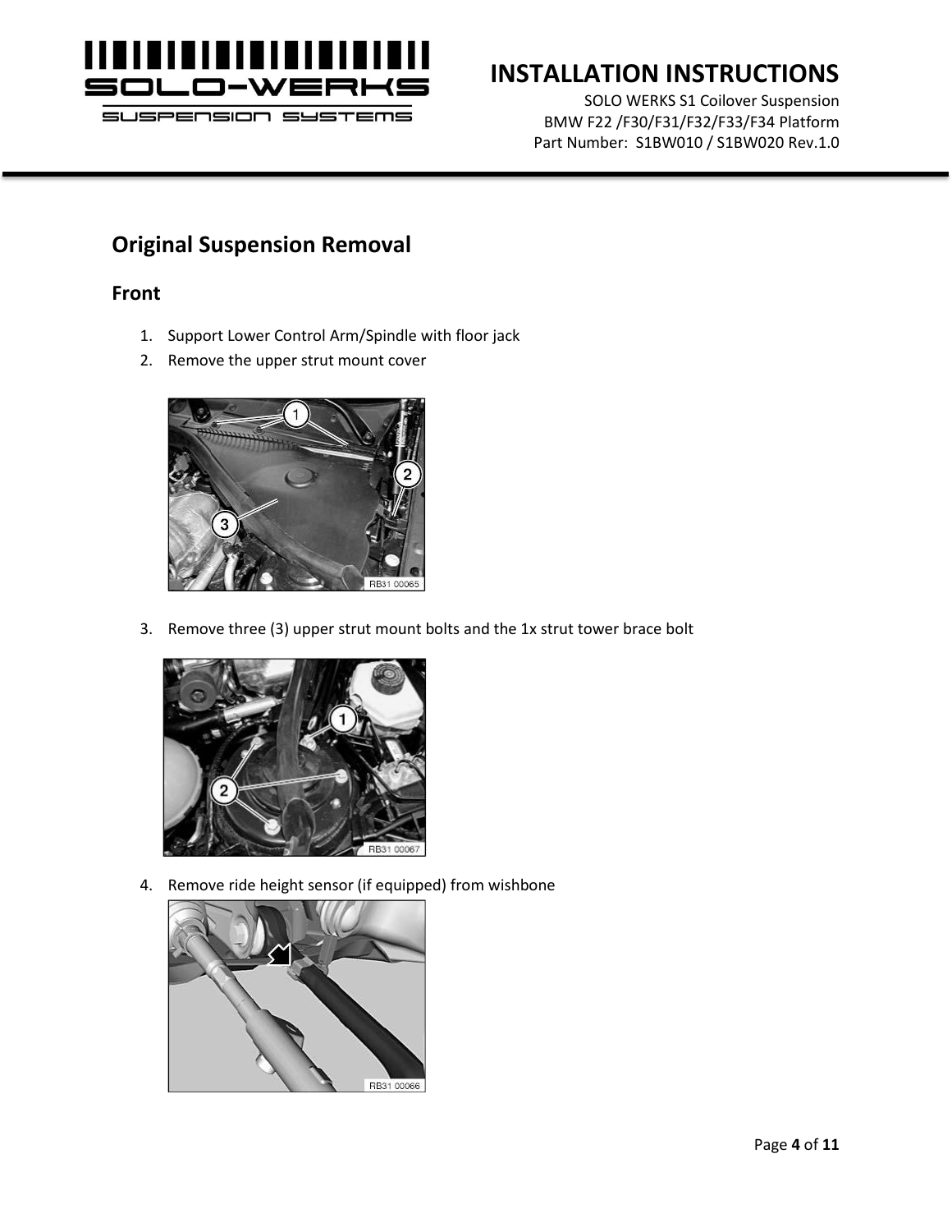## Original Suspension Removal

### Front

1. Support Lower Control Arm/Spindle with floor jack
2. Remove the upper strut mount cover
3. Remove three (3) upper strut mount bolts and the 1x strut tower brace bolt
4. Remove ride height sensor (if equipped) from wishbone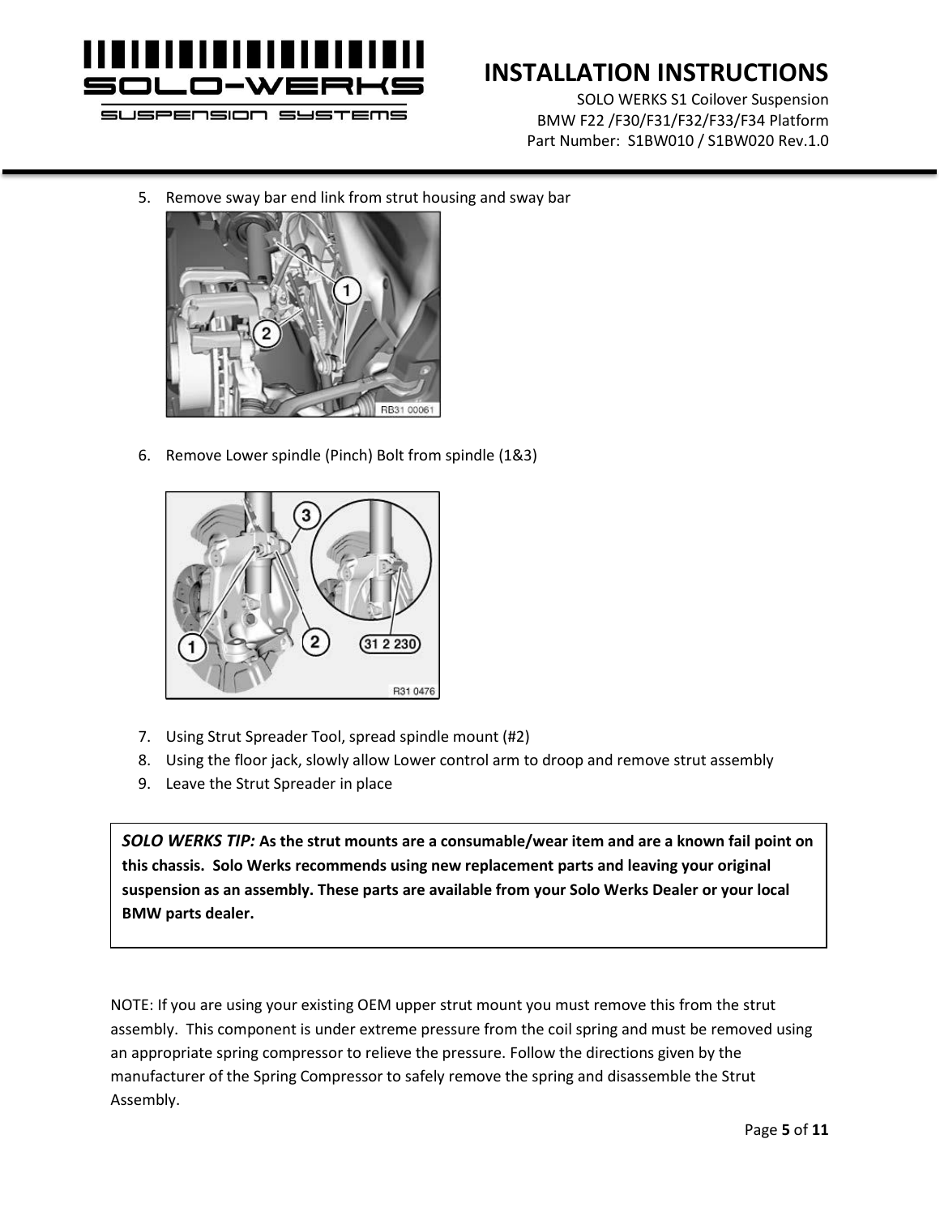5. Remove sway bar end link from strut housing and sway bar

6. Remove Lower spindle (Pinch) Bolt from spindle (1&3)

7. Using Strut Spreader Tool, spread spindle mount (#2)
8. Using the floor jack, slowly allow Lower control arm to droop and remove strut assembly
9. Leave the Strut Spreader in place

> ***SOLO WERKS TIP:*** **As the strut mounts are a consumable/wear item and are a known fail point on this chassis. Solo Werks recommends using new replacement parts and leaving your original suspension as an assembly. These parts are available from your Solo Werks Dealer or your local BMW parts dealer.**

NOTE: If you are using your existing OEM upper strut mount you must remove this from the strut assembly. This component is under extreme pressure from the coil spring and must be removed using an appropriate spring compressor to relieve the pressure. Follow the directions given by the manufacturer of the Spring Compressor to safely remove the spring and disassemble the Strut Assembly.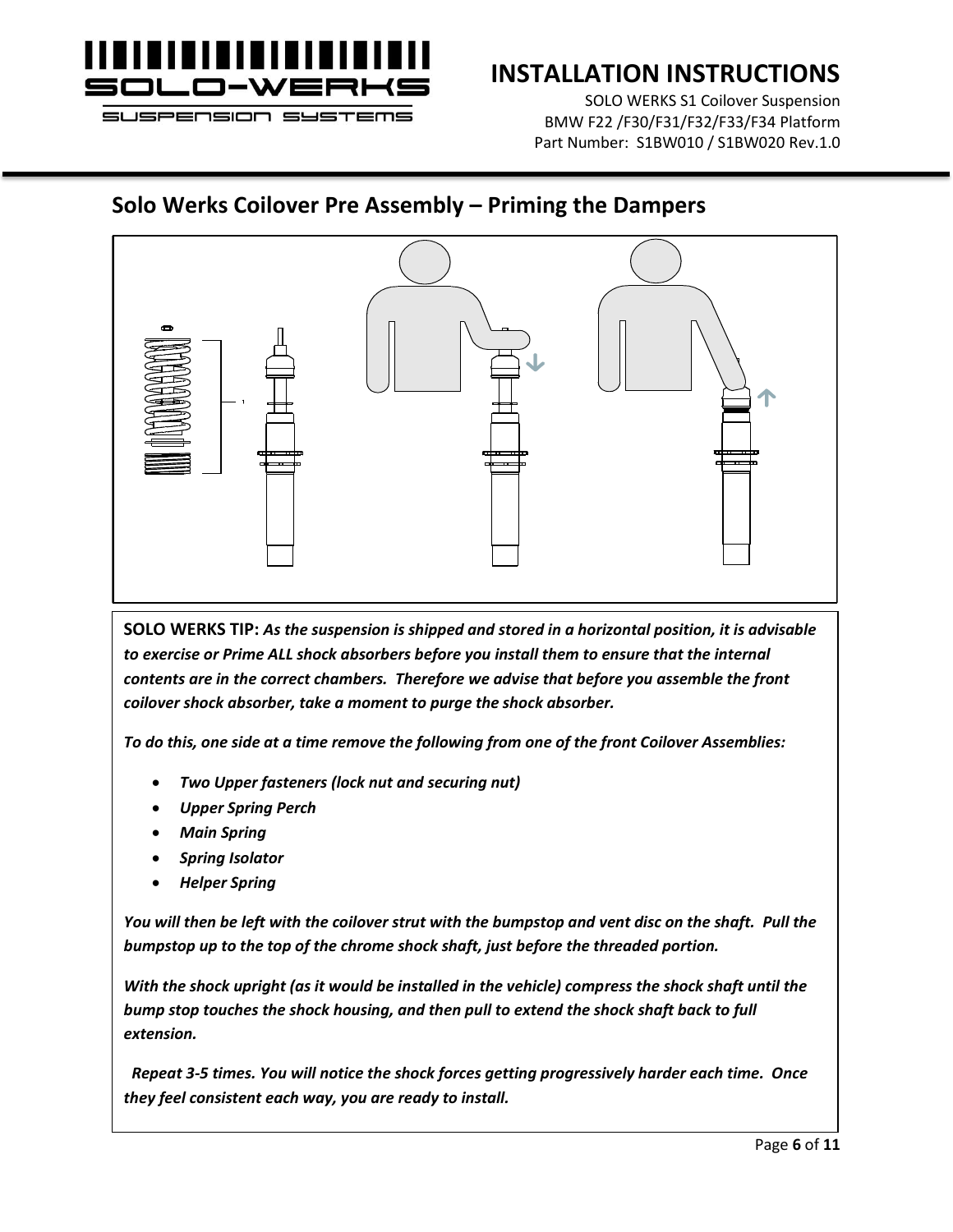## Solo Werks Coilover Pre Assembly – Priming the Dampers

**SOLO WERKS TIP:** ***As the suspension is shipped and stored in a horizontal position, it is advisable to exercise or Prime ALL shock absorbers before you install them to ensure that the internal contents are in the correct chambers. Therefore we advise that before you assemble the front coilover shock absorber, take a moment to purge the shock absorber.***

***To do this, one side at a time remove the following from one of the front Coilover Assemblies:***

- ***Two Upper fasteners (lock nut and securing nut)***
- ***Upper Spring Perch***
- ***Main Spring***
- ***Spring Isolator***
- ***Helper Spring***

***You will then be left with the coilover strut with the bumpstop and vent disc on the shaft. Pull the bumpstop up to the top of the chrome shock shaft, just before the threaded portion.***

***With the shock upright (as it would be installed in the vehicle) compress the shock shaft until the bump stop touches the shock housing, and then pull to extend the shock shaft back to full extension.***

***Repeat 3-5 times. You will notice the shock forces getting progressively harder each time. Once they feel consistent each way, you are ready to install.***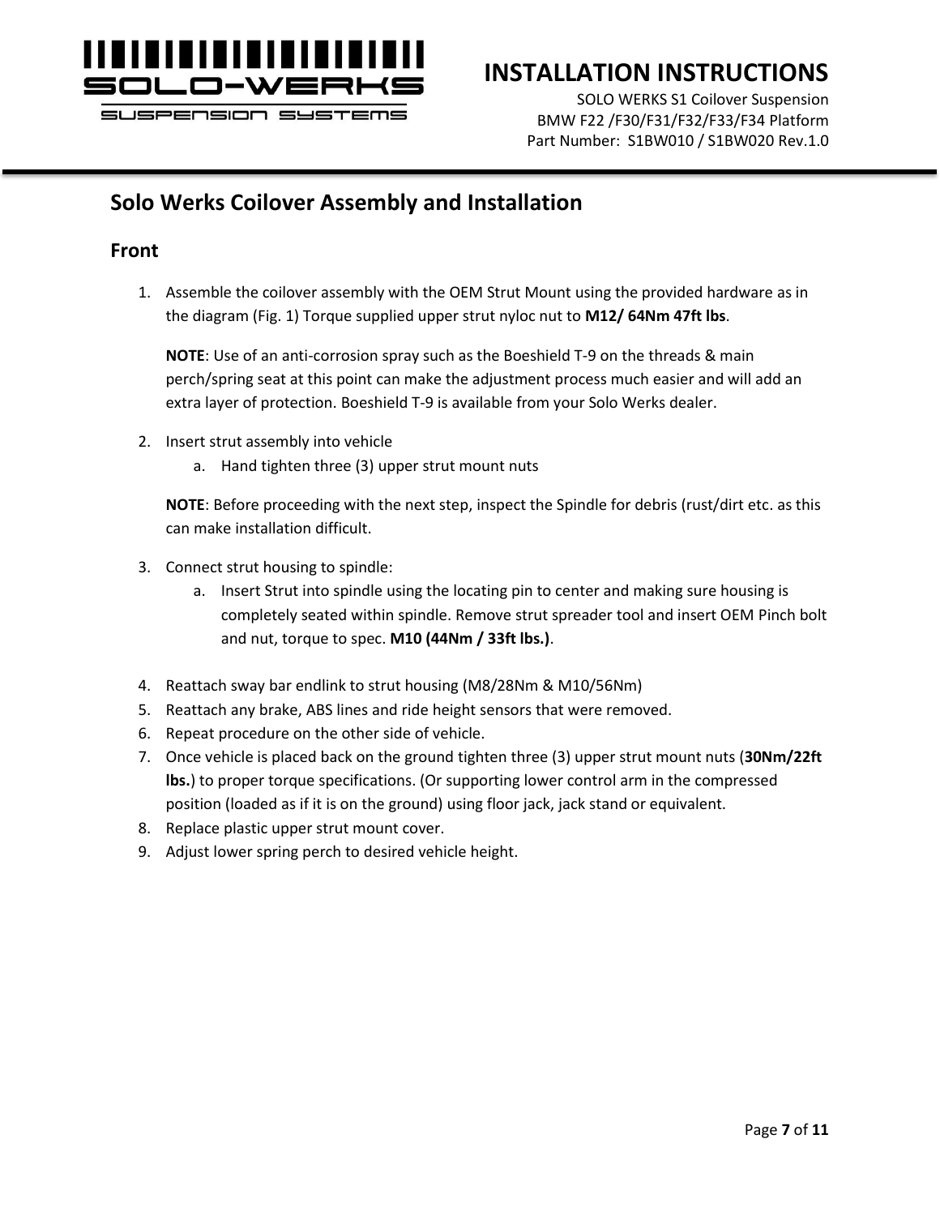## Solo Werks Coilover Assembly and Installation

### Front

1. Assemble the coilover assembly with the OEM Strut Mount using the provided hardware as in the diagram (Fig. 1) Torque supplied upper strut nyloc nut to **M12/ 64Nm 47ft lbs**.

   **NOTE**: Use of an anti-corrosion spray such as the Boeshield T-9 on the threads & main perch/spring seat at this point can make the adjustment process much easier and will add an extra layer of protection. Boeshield T-9 is available from your Solo Werks dealer.

2. Insert strut assembly into vehicle
   a. Hand tighten three (3) upper strut mount nuts

   **NOTE**: Before proceeding with the next step, inspect the Spindle for debris (rust/dirt etc. as this can make installation difficult.

3. Connect strut housing to spindle:
   a. Insert Strut into spindle using the locating pin to center and making sure housing is completely seated within spindle. Remove strut spreader tool and insert OEM Pinch bolt and nut, torque to spec. **M10 (44Nm / 33ft lbs.)**.

4. Reattach sway bar endlink to strut housing (M8/28Nm & M10/56Nm)
5. Reattach any brake, ABS lines and ride height sensors that were removed.
6. Repeat procedure on the other side of vehicle.
7. Once vehicle is placed back on the ground tighten three (3) upper strut mount nuts (**30Nm/22ft lbs.**) to proper torque specifications. (Or supporting lower control arm in the compressed position (loaded as if it is on the ground) using floor jack, jack stand or equivalent.
8. Replace plastic upper strut mount cover.
9. Adjust lower spring perch to desired vehicle height.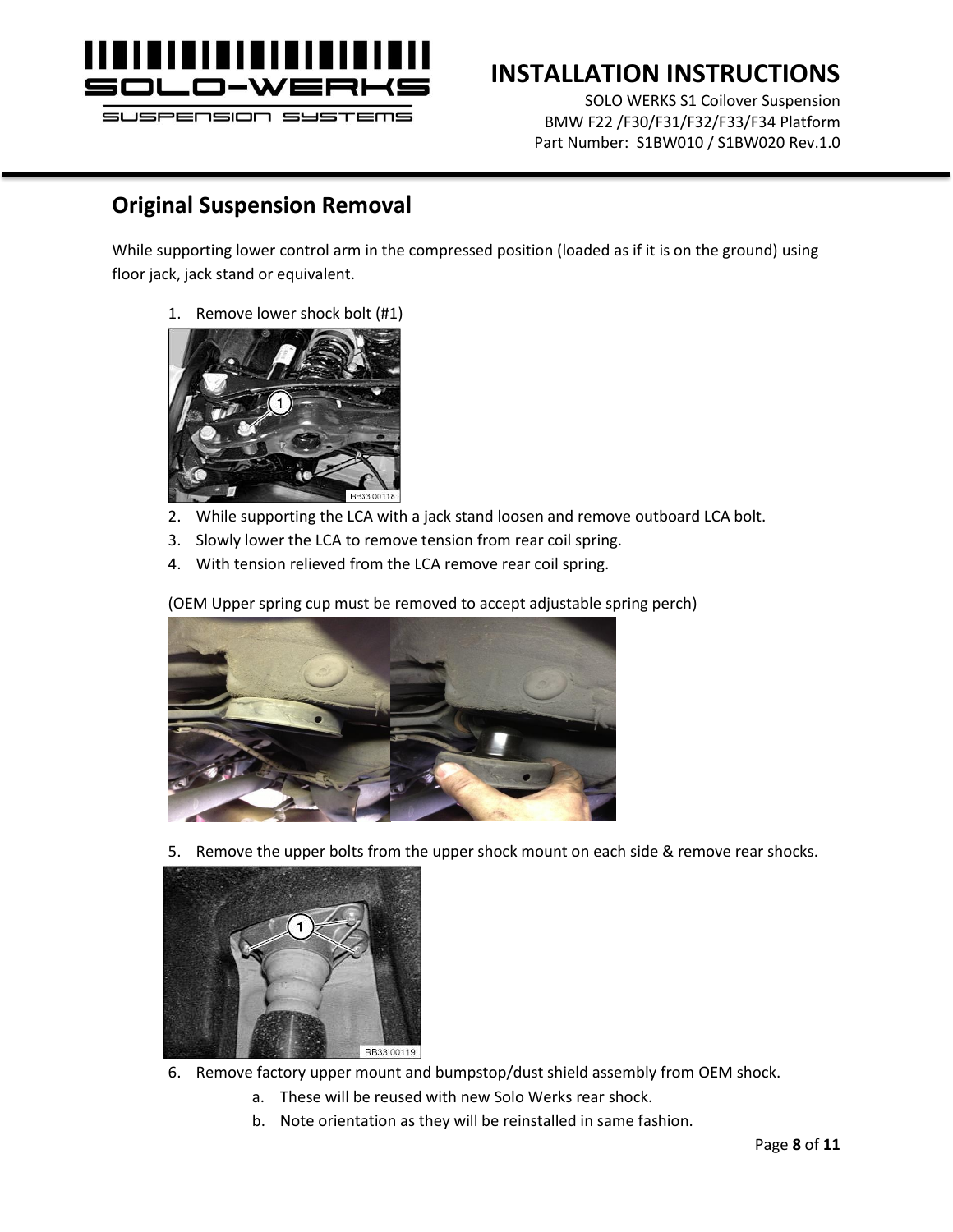## Original Suspension Removal

While supporting lower control arm in the compressed position (loaded as if it is on the ground) using floor jack, jack stand or equivalent.

1. Remove lower shock bolt (#1)
2. While supporting the LCA with a jack stand loosen and remove outboard LCA bolt.
3. Slowly lower the LCA to remove tension from rear coil spring.
4. With tension relieved from the LCA remove rear coil spring.

(OEM Upper spring cup must be removed to accept adjustable spring perch)

5. Remove the upper bolts from the upper shock mount on each side & remove rear shocks.
6. Remove factory upper mount and bumpstop/dust shield assembly from OEM shock.
   a. These will be reused with new Solo Werks rear shock.
   b. Note orientation as they will be reinstalled in same fashion.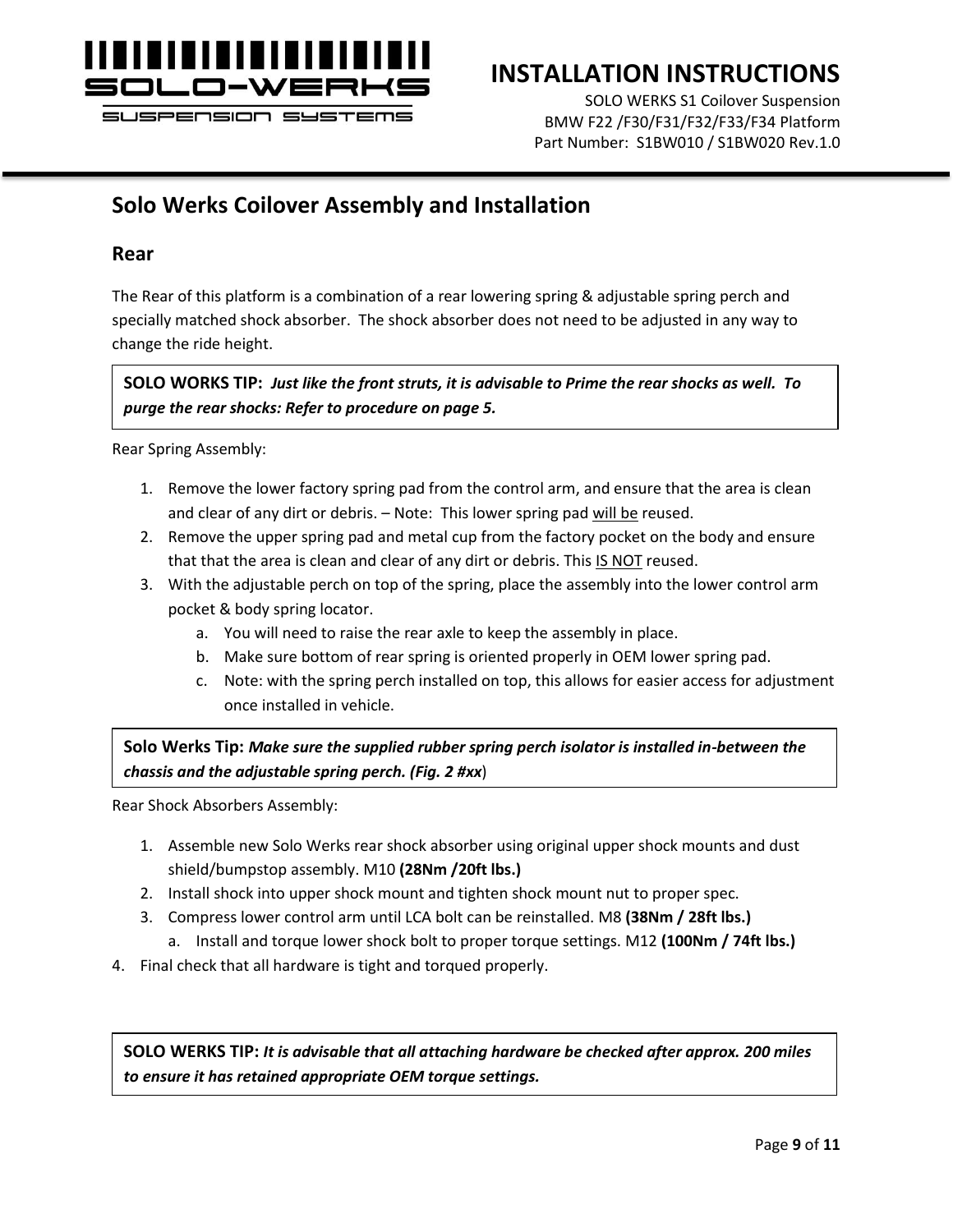## Solo Werks Coilover Assembly and Installation

### Rear

The Rear of this platform is a combination of a rear lowering spring & adjustable spring perch and specially matched shock absorber. The shock absorber does not need to be adjusted in any way to change the ride height.

> **SOLO WORKS TIP:** ***Just like the front struts, it is advisable to Prime the rear shocks as well. To purge the rear shocks: Refer to procedure on page 5.***

Rear Spring Assembly:

1. Remove the lower factory spring pad from the control arm, and ensure that the area is clean and clear of any dirt or debris. – Note: This lower spring pad <u>will be</u> reused.
2. Remove the upper spring pad and metal cup from the factory pocket on the body and ensure that that the area is clean and clear of any dirt or debris. This <u>IS NOT</u> reused.
3. With the adjustable perch on top of the spring, place the assembly into the lower control arm pocket & body spring locator.
    a. You will need to raise the rear axle to keep the assembly in place.
    b. Make sure bottom of rear spring is oriented properly in OEM lower spring pad.
    c. Note: with the spring perch installed on top, this allows for easier access for adjustment once installed in vehicle.

> **Solo Werks Tip:** ***Make sure the supplied rubber spring perch isolator is installed in-between the chassis and the adjustable spring perch. (Fig. 2 #xx***)

Rear Shock Absorbers Assembly:

1. Assemble new Solo Werks rear shock absorber using original upper shock mounts and dust shield/bumpstop assembly. M10 **(28Nm /20ft lbs.)**
2. Install shock into upper shock mount and tighten shock mount nut to proper spec.
3. Compress lower control arm until LCA bolt can be reinstalled. M8 **(38Nm / 28ft lbs.)**
    a. Install and torque lower shock bolt to proper torque settings. M12 **(100Nm / 74ft lbs.)**
4. Final check that all hardware is tight and torqued properly.

> **SOLO WERKS TIP:** ***It is advisable that all attaching hardware be checked after approx. 200 miles to ensure it has retained appropriate OEM torque settings.***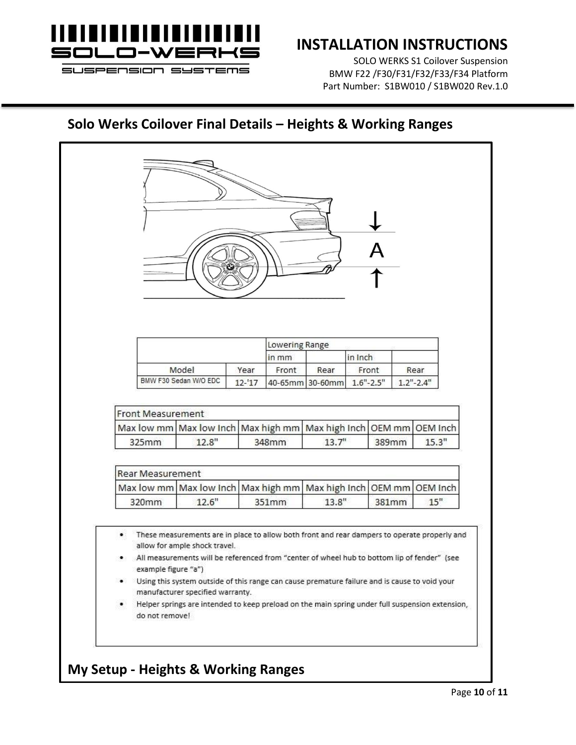## Solo Werks Coilover Final Details – Heights & Working Ranges

A

| | | Lowering Range | | | |
|---|---|---|---|---|---|
| | | in mm | | in Inch | |
| Model | Year | Front | Rear | Front | Rear |
| BMW F30 Sedan W/O EDC | 12-'17 | 40-65mm | 30-60mm | 1.6"-2.5" | 1.2"-2.4" |

| Front Measurement | | | | | |
|---|---|---|---|---|---|
| Max low mm | Max low Inch | Max high mm | Max high Inch | OEM mm | OEM Inch |
| 325mm | 12.8" | 348mm | 13.7" | 389mm | 15.3" |

| Rear Measurement | | | | | |
|---|---|---|---|---|---|
| Max low mm | Max low Inch | Max high mm | Max high Inch | OEM mm | OEM Inch |
| 320mm | 12.6" | 351mm | 13.8" | 381mm | 15" |

- These measurements are in place to allow both front and rear dampers to operate properly and allow for ample shock travel.
- All measurements will be referenced from "center of wheel hub to bottom lip of fender" (see example figure "a")
- Using this system outside of this range can cause premature failure and is cause to void your manufacturer specified warranty.
- Helper springs are intended to keep preload on the main spring under full suspension extension, do not remove!

## My Setup - Heights & Working Ranges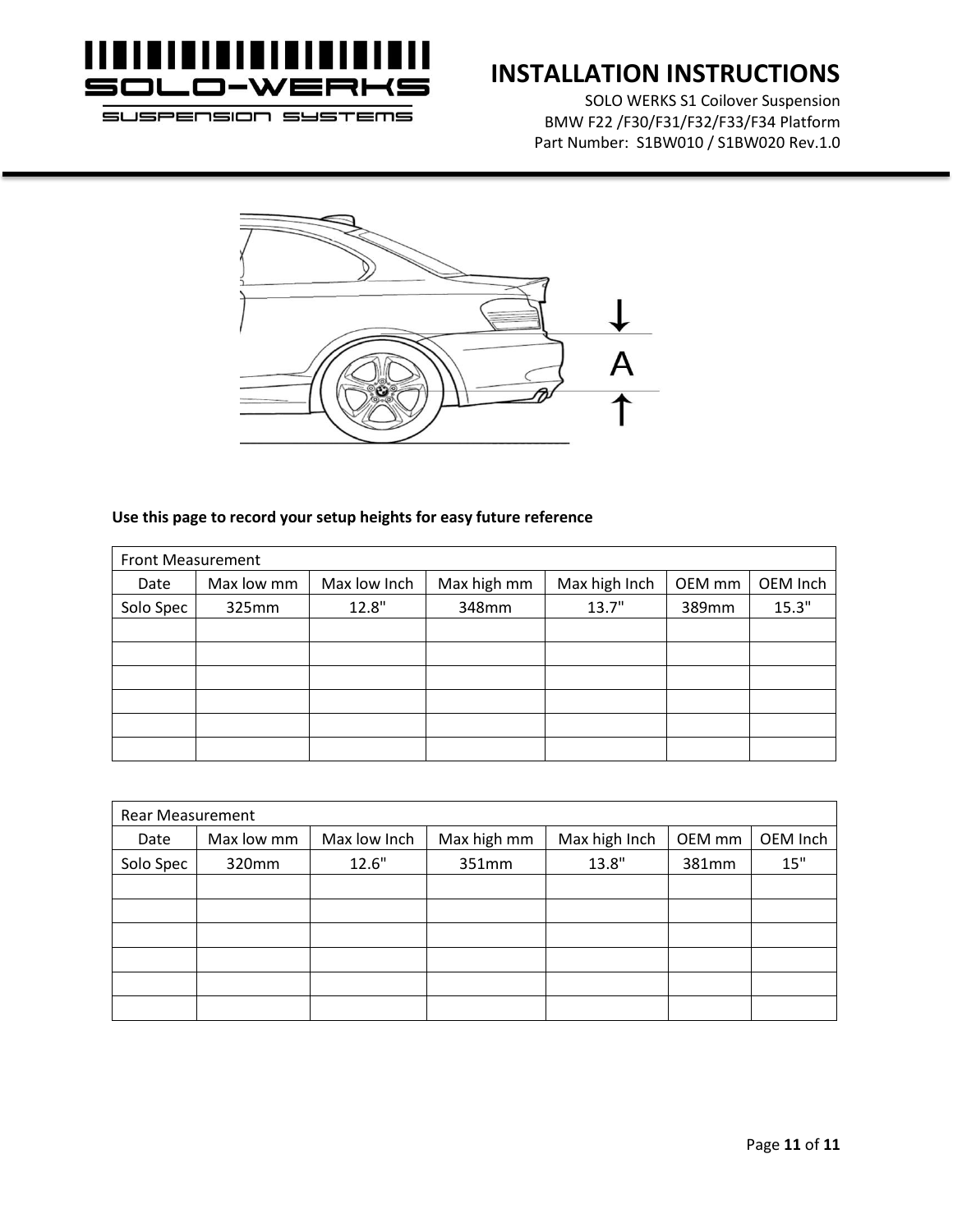A

**Use this page to record your setup heights for easy future reference**

| Front Measurement | | | | | | |
|---|---|---|---|---|---|---|
| Date | Max low mm | Max low Inch | Max high mm | Max high Inch | OEM mm | OEM Inch |
| Solo Spec | 325mm | 12.8" | 348mm | 13.7" | 389mm | 15.3" |
| | | | | | | |
| | | | | | | |
| | | | | | | |
| | | | | | | |
| | | | | | | |
| | | | | | | |

| Rear Measurement | | | | | | |
|---|---|---|---|---|---|---|
| Date | Max low mm | Max low Inch | Max high mm | Max high Inch | OEM mm | OEM Inch |
| Solo Spec | 320mm | 12.6" | 351mm | 13.8" | 381mm | 15" |
| | | | | | | |
| | | | | | | |
| | | | | | | |
| | | | | | | |
| | | | | | | |
| | | | | | | |